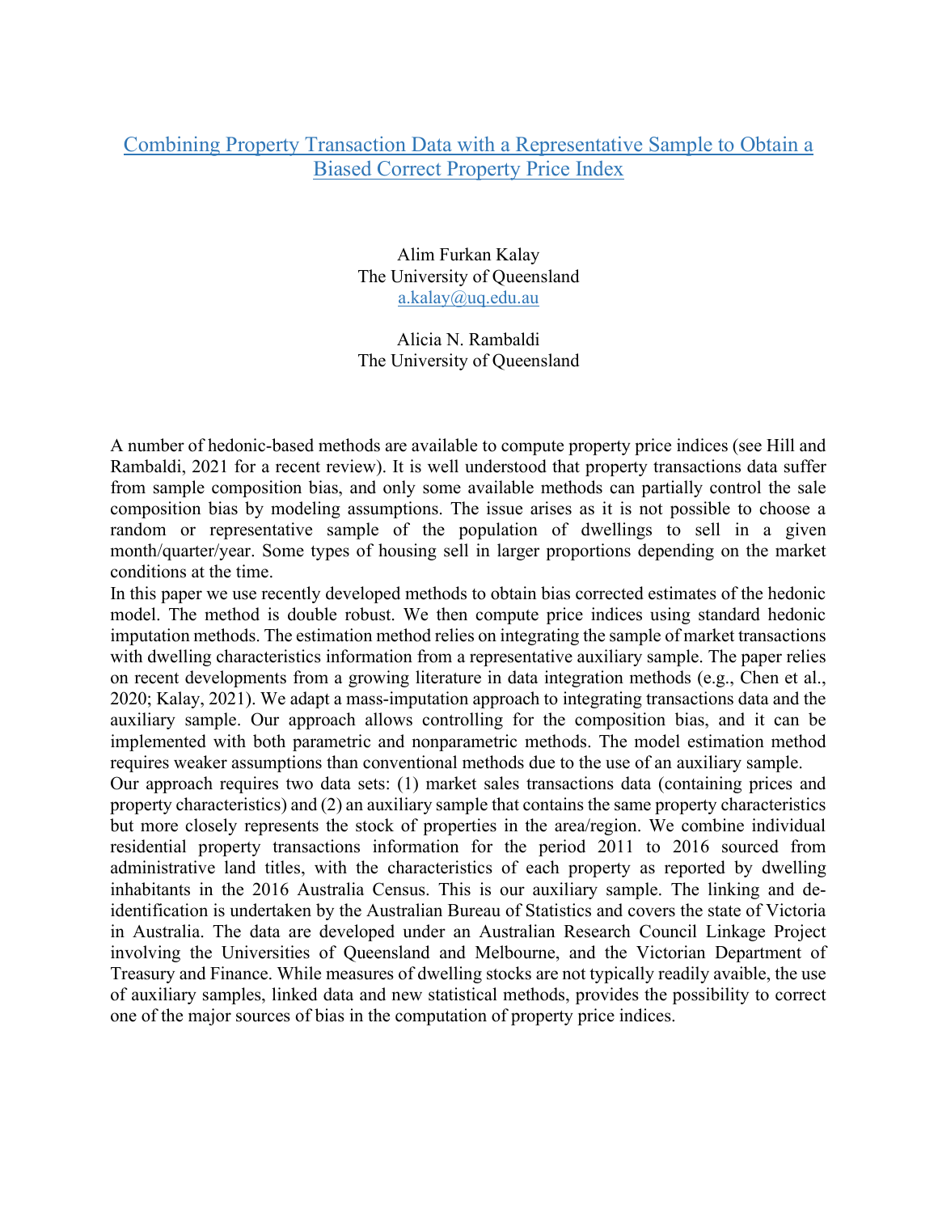# [Combining Property Transaction Data with a Representative Sample to Obtain a Biased Correct Property Price Index]

Alim Furkan Kalay
The University of Queensland
a.kalay@uq.edu.au

Alicia N. Rambaldi
The University of Queensland

A number of hedonic-based methods are available to compute property price indices (see Hill and Rambaldi, 2021 for a recent review). It is well understood that property transactions data suffer from sample composition bias, and only some available methods can partially control the sale composition bias by modeling assumptions. The issue arises as it is not possible to choose a random or representative sample of the population of dwellings to sell in a given month/quarter/year. Some types of housing sell in larger proportions depending on the market conditions at the time.

In this paper we use recently developed methods to obtain bias corrected estimates of the hedonic model. The method is double robust. We then compute price indices using standard hedonic imputation methods. The estimation method relies on integrating the sample of market transactions with dwelling characteristics information from a representative auxiliary sample. The paper relies on recent developments from a growing literature in data integration methods (e.g., Chen et al., 2020; Kalay, 2021). We adapt a mass-imputation approach to integrating transactions data and the auxiliary sample. Our approach allows controlling for the composition bias, and it can be implemented with both parametric and nonparametric methods. The model estimation method requires weaker assumptions than conventional methods due to the use of an auxiliary sample.

Our approach requires two data sets: (1) market sales transactions data (containing prices and property characteristics) and (2) an auxiliary sample that contains the same property characteristics but more closely represents the stock of properties in the area/region. We combine individual residential property transactions information for the period 2011 to 2016 sourced from administrative land titles, with the characteristics of each property as reported by dwelling inhabitants in the 2016 Australia Census. This is our auxiliary sample. The linking and de-identification is undertaken by the Australian Bureau of Statistics and covers the state of Victoria in Australia. The data are developed under an Australian Research Council Linkage Project involving the Universities of Queensland and Melbourne, and the Victorian Department of Treasury and Finance. While measures of dwelling stocks are not typically readily avaible, the use of auxiliary samples, linked data and new statistical methods, provides the possibility to correct one of the major sources of bias in the computation of property price indices.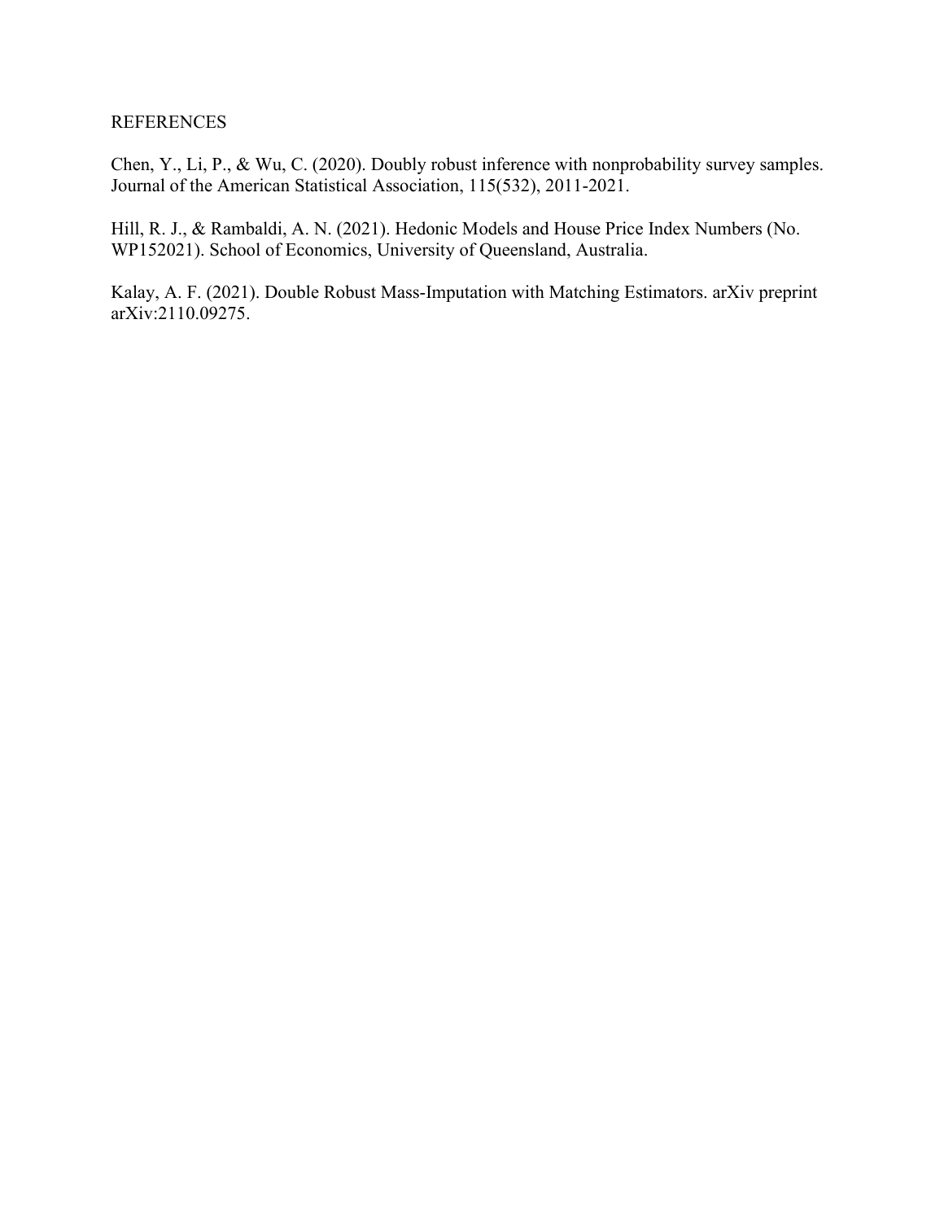## REFERENCES

Chen, Y., Li, P., & Wu, C. (2020). Doubly robust inference with nonprobability survey samples. Journal of the American Statistical Association, 115(532), 2011-2021.

Hill, R. J., & Rambaldi, A. N. (2021). Hedonic Models and House Price Index Numbers (No. WP152021). School of Economics, University of Queensland, Australia.

Kalay, A. F. (2021). Double Robust Mass-Imputation with Matching Estimators. arXiv preprint arXiv:2110.09275.